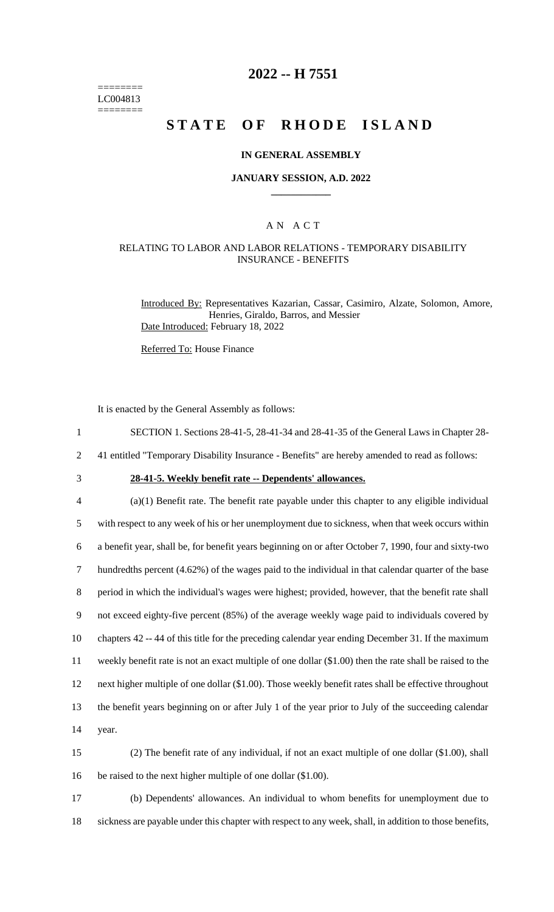========
LC004813
========

# 2022 -- H 7551

# STATE OF RHODE ISLAND

**IN GENERAL ASSEMBLY**

**JANUARY SESSION, A.D. 2022**

A N A C T

RELATING TO LABOR AND LABOR RELATIONS - TEMPORARY DISABILITY INSURANCE - BENEFITS

Introduced By: Representatives Kazarian, Cassar, Casimiro, Alzate, Solomon, Amore, Henries, Giraldo, Barros, and Messier

Date Introduced: February 18, 2022

Referred To: House Finance

It is enacted by the General Assembly as follows:

1 SECTION 1. Sections 28-41-5, 28-41-34 and 28-41-35 of the General Laws in Chapter 28-
2 41 entitled "Temporary Disability Insurance - Benefits" are hereby amended to read as follows:

3 **28-41-5. Weekly benefit rate -- Dependents' allowances.**

4 (a)(1) Benefit rate. The benefit rate payable under this chapter to any eligible individual
5 with respect to any week of his or her unemployment due to sickness, when that week occurs within
6 a benefit year, shall be, for benefit years beginning on or after October 7, 1990, four and sixty-two
7 hundredths percent (4.62%) of the wages paid to the individual in that calendar quarter of the base
8 period in which the individual's wages were highest; provided, however, that the benefit rate shall
9 not exceed eighty-five percent (85%) of the average weekly wage paid to individuals covered by
10 chapters 42 -- 44 of this title for the preceding calendar year ending December 31. If the maximum
11 weekly benefit rate is not an exact multiple of one dollar ($1.00) then the rate shall be raised to the
12 next higher multiple of one dollar ($1.00). Those weekly benefit rates shall be effective throughout
13 the benefit years beginning on or after July 1 of the year prior to July of the succeeding calendar
14 year.

15 (2) The benefit rate of any individual, if not an exact multiple of one dollar ($1.00), shall
16 be raised to the next higher multiple of one dollar ($1.00).

17 (b) Dependents' allowances. An individual to whom benefits for unemployment due to
18 sickness are payable under this chapter with respect to any week, shall, in addition to those benefits,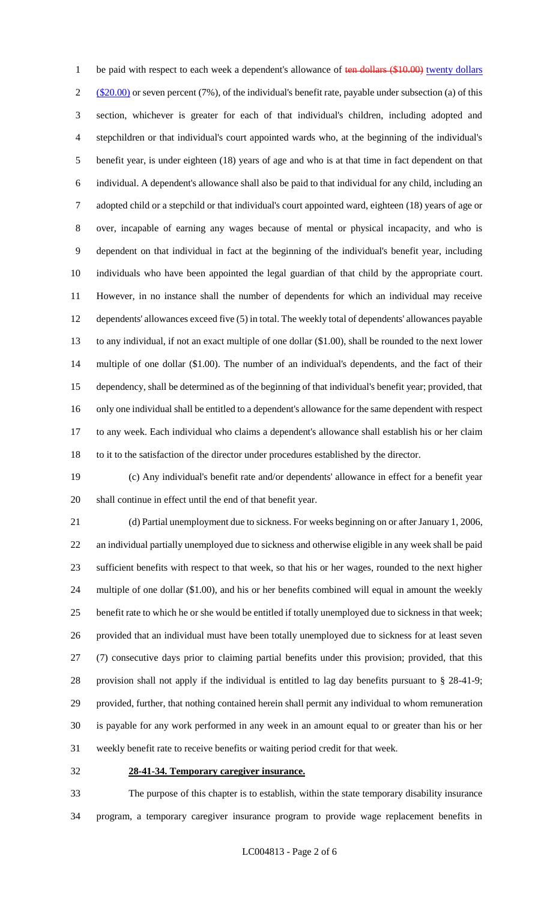be paid with respect to each week a dependent's allowance of ~~ten dollars ($10.00)~~ twenty dollars ($20.00) or seven percent (7%), of the individual's benefit rate, payable under subsection (a) of this section, whichever is greater for each of that individual's children, including adopted and stepchildren or that individual's court appointed wards who, at the beginning of the individual's benefit year, is under eighteen (18) years of age and who is at that time in fact dependent on that individual. A dependent's allowance shall also be paid to that individual for any child, including an adopted child or a stepchild or that individual's court appointed ward, eighteen (18) years of age or over, incapable of earning any wages because of mental or physical incapacity, and who is dependent on that individual in fact at the beginning of the individual's benefit year, including individuals who have been appointed the legal guardian of that child by the appropriate court. However, in no instance shall the number of dependents for which an individual may receive dependents' allowances exceed five (5) in total. The weekly total of dependents' allowances payable to any individual, if not an exact multiple of one dollar ($1.00), shall be rounded to the next lower multiple of one dollar ($1.00). The number of an individual's dependents, and the fact of their dependency, shall be determined as of the beginning of that individual's benefit year; provided, that only one individual shall be entitled to a dependent's allowance for the same dependent with respect to any week. Each individual who claims a dependent's allowance shall establish his or her claim to it to the satisfaction of the director under procedures established by the director.

(c) Any individual's benefit rate and/or dependents' allowance in effect for a benefit year shall continue in effect until the end of that benefit year.

(d) Partial unemployment due to sickness. For weeks beginning on or after January 1, 2006, an individual partially unemployed due to sickness and otherwise eligible in any week shall be paid sufficient benefits with respect to that week, so that his or her wages, rounded to the next higher multiple of one dollar ($1.00), and his or her benefits combined will equal in amount the weekly benefit rate to which he or she would be entitled if totally unemployed due to sickness in that week; provided that an individual must have been totally unemployed due to sickness for at least seven (7) consecutive days prior to claiming partial benefits under this provision; provided, that this provision shall not apply if the individual is entitled to lag day benefits pursuant to § 28-41-9; provided, further, that nothing contained herein shall permit any individual to whom remuneration is payable for any work performed in any week in an amount equal to or greater than his or her weekly benefit rate to receive benefits or waiting period credit for that week.

**28-41-34. Temporary caregiver insurance.**

The purpose of this chapter is to establish, within the state temporary disability insurance program, a temporary caregiver insurance program to provide wage replacement benefits in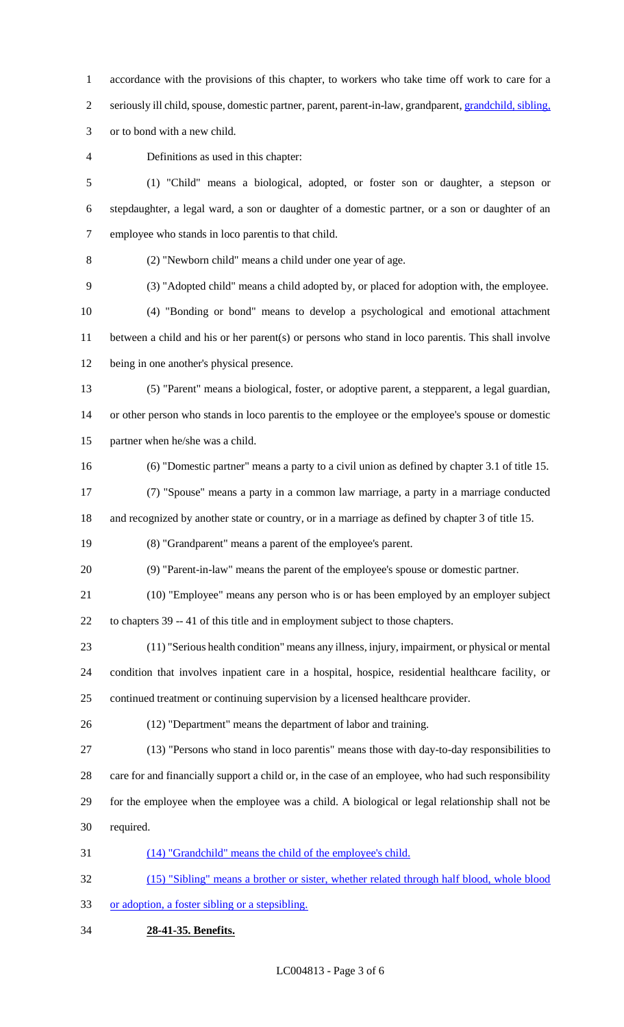accordance with the provisions of this chapter, to workers who take time off work to care for a seriously ill child, spouse, domestic partner, parent, parent-in-law, grandparent, <u>grandchild, sibling,</u> or to bond with a new child.

Definitions as used in this chapter:

(1) "Child" means a biological, adopted, or foster son or daughter, a stepson or stepdaughter, a legal ward, a son or daughter of a domestic partner, or a son or daughter of an employee who stands in loco parentis to that child.

(2) "Newborn child" means a child under one year of age.

(3) "Adopted child" means a child adopted by, or placed for adoption with, the employee.

(4) "Bonding or bond" means to develop a psychological and emotional attachment between a child and his or her parent(s) or persons who stand in loco parentis. This shall involve being in one another's physical presence.

(5) "Parent" means a biological, foster, or adoptive parent, a stepparent, a legal guardian, or other person who stands in loco parentis to the employee or the employee's spouse or domestic partner when he/she was a child.

(6) "Domestic partner" means a party to a civil union as defined by chapter 3.1 of title 15.

(7) "Spouse" means a party in a common law marriage, a party in a marriage conducted and recognized by another state or country, or in a marriage as defined by chapter 3 of title 15.

(8) "Grandparent" means a parent of the employee's parent.

(9) "Parent-in-law" means the parent of the employee's spouse or domestic partner.

(10) "Employee" means any person who is or has been employed by an employer subject to chapters 39 -- 41 of this title and in employment subject to those chapters.

(11) "Serious health condition" means any illness, injury, impairment, or physical or mental condition that involves inpatient care in a hospital, hospice, residential healthcare facility, or continued treatment or continuing supervision by a licensed healthcare provider.

(12) "Department" means the department of labor and training.

(13) "Persons who stand in loco parentis" means those with day-to-day responsibilities to care for and financially support a child or, in the case of an employee, who had such responsibility for the employee when the employee was a child. A biological or legal relationship shall not be required.

<u>(14) "Grandchild" means the child of the employee's child.</u>

<u>(15) "Sibling" means a brother or sister, whether related through half blood, whole blood or adoption, a foster sibling or a stepsibling.</u>

**28-41-35. Benefits.**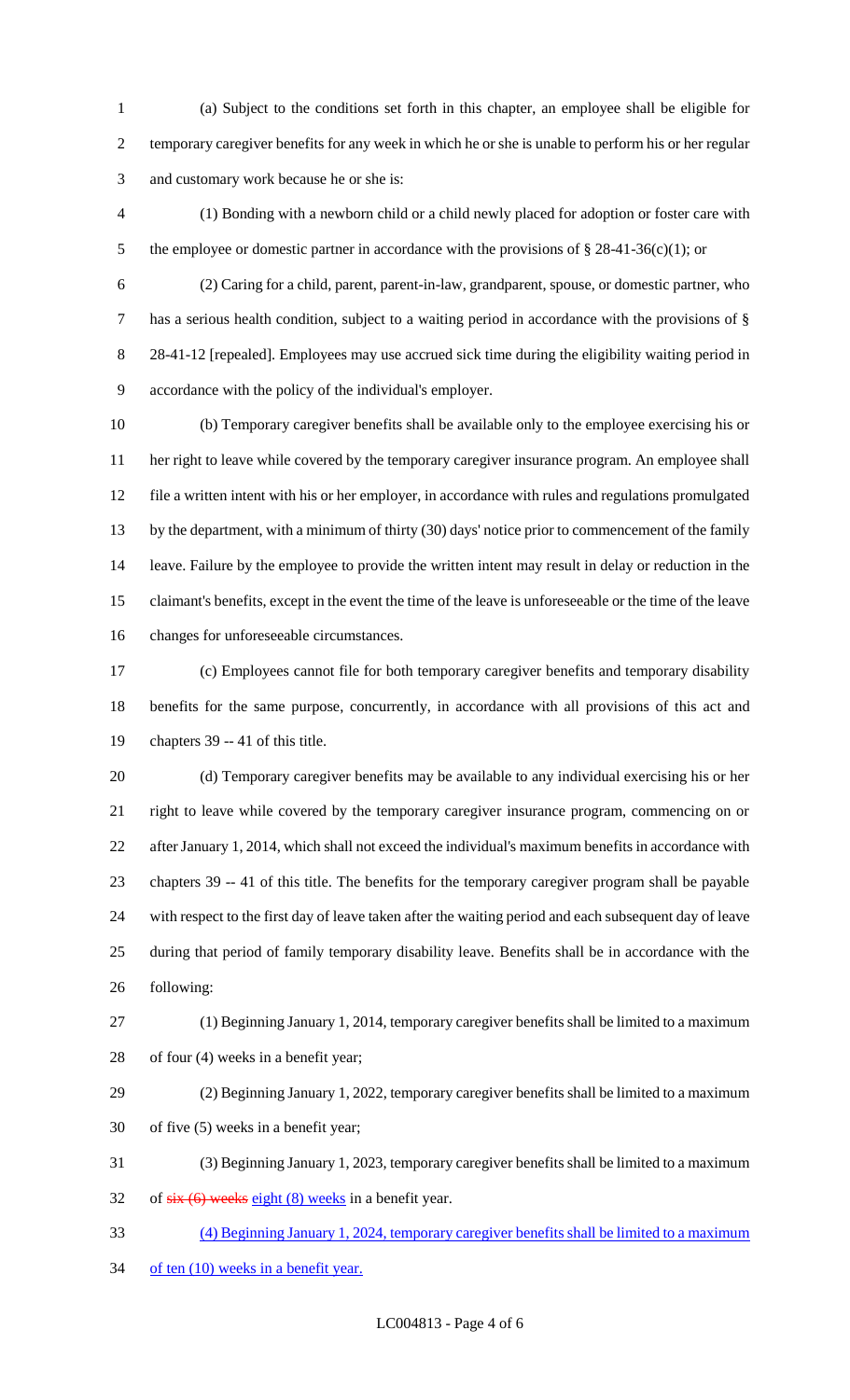(a) Subject to the conditions set forth in this chapter, an employee shall be eligible for temporary caregiver benefits for any week in which he or she is unable to perform his or her regular and customary work because he or she is:

(1) Bonding with a newborn child or a child newly placed for adoption or foster care with the employee or domestic partner in accordance with the provisions of § 28-41-36(c)(1); or

(2) Caring for a child, parent, parent-in-law, grandparent, spouse, or domestic partner, who has a serious health condition, subject to a waiting period in accordance with the provisions of § 28-41-12 [repealed]. Employees may use accrued sick time during the eligibility waiting period in accordance with the policy of the individual's employer.

(b) Temporary caregiver benefits shall be available only to the employee exercising his or her right to leave while covered by the temporary caregiver insurance program. An employee shall file a written intent with his or her employer, in accordance with rules and regulations promulgated by the department, with a minimum of thirty (30) days' notice prior to commencement of the family leave. Failure by the employee to provide the written intent may result in delay or reduction in the claimant's benefits, except in the event the time of the leave is unforeseeable or the time of the leave changes for unforeseeable circumstances.

(c) Employees cannot file for both temporary caregiver benefits and temporary disability benefits for the same purpose, concurrently, in accordance with all provisions of this act and chapters 39 -- 41 of this title.

(d) Temporary caregiver benefits may be available to any individual exercising his or her right to leave while covered by the temporary caregiver insurance program, commencing on or after January 1, 2014, which shall not exceed the individual's maximum benefits in accordance with chapters 39 -- 41 of this title. The benefits for the temporary caregiver program shall be payable with respect to the first day of leave taken after the waiting period and each subsequent day of leave during that period of family temporary disability leave. Benefits shall be in accordance with the following:

(1) Beginning January 1, 2014, temporary caregiver benefits shall be limited to a maximum of four (4) weeks in a benefit year;

(2) Beginning January 1, 2022, temporary caregiver benefits shall be limited to a maximum of five (5) weeks in a benefit year;

(3) Beginning January 1, 2023, temporary caregiver benefits shall be limited to a maximum of ~~six (6) weeks~~ eight (8) weeks in a benefit year.

(4) Beginning January 1, 2024, temporary caregiver benefits shall be limited to a maximum of ten (10) weeks in a benefit year.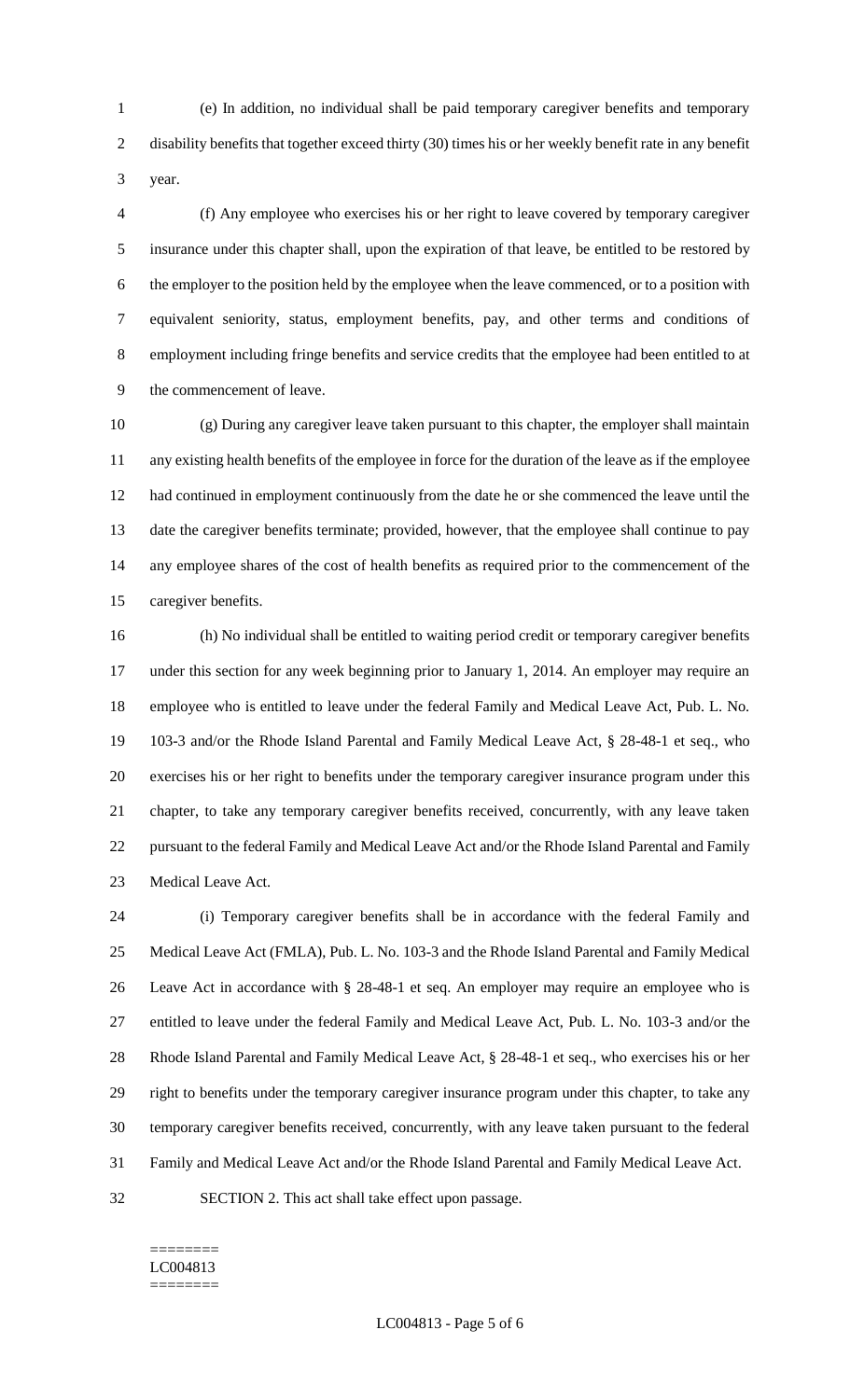(e) In addition, no individual shall be paid temporary caregiver benefits and temporary disability benefits that together exceed thirty (30) times his or her weekly benefit rate in any benefit year.

(f) Any employee who exercises his or her right to leave covered by temporary caregiver insurance under this chapter shall, upon the expiration of that leave, be entitled to be restored by the employer to the position held by the employee when the leave commenced, or to a position with equivalent seniority, status, employment benefits, pay, and other terms and conditions of employment including fringe benefits and service credits that the employee had been entitled to at the commencement of leave.

(g) During any caregiver leave taken pursuant to this chapter, the employer shall maintain any existing health benefits of the employee in force for the duration of the leave as if the employee had continued in employment continuously from the date he or she commenced the leave until the date the caregiver benefits terminate; provided, however, that the employee shall continue to pay any employee shares of the cost of health benefits as required prior to the commencement of the caregiver benefits.

(h) No individual shall be entitled to waiting period credit or temporary caregiver benefits under this section for any week beginning prior to January 1, 2014. An employer may require an employee who is entitled to leave under the federal Family and Medical Leave Act, Pub. L. No. 103-3 and/or the Rhode Island Parental and Family Medical Leave Act, § 28-48-1 et seq., who exercises his or her right to benefits under the temporary caregiver insurance program under this chapter, to take any temporary caregiver benefits received, concurrently, with any leave taken pursuant to the federal Family and Medical Leave Act and/or the Rhode Island Parental and Family Medical Leave Act.

(i) Temporary caregiver benefits shall be in accordance with the federal Family and Medical Leave Act (FMLA), Pub. L. No. 103-3 and the Rhode Island Parental and Family Medical Leave Act in accordance with § 28-48-1 et seq. An employer may require an employee who is entitled to leave under the federal Family and Medical Leave Act, Pub. L. No. 103-3 and/or the Rhode Island Parental and Family Medical Leave Act, § 28-48-1 et seq., who exercises his or her right to benefits under the temporary caregiver insurance program under this chapter, to take any temporary caregiver benefits received, concurrently, with any leave taken pursuant to the federal Family and Medical Leave Act and/or the Rhode Island Parental and Family Medical Leave Act.

SECTION 2. This act shall take effect upon passage.

========
LC004813
========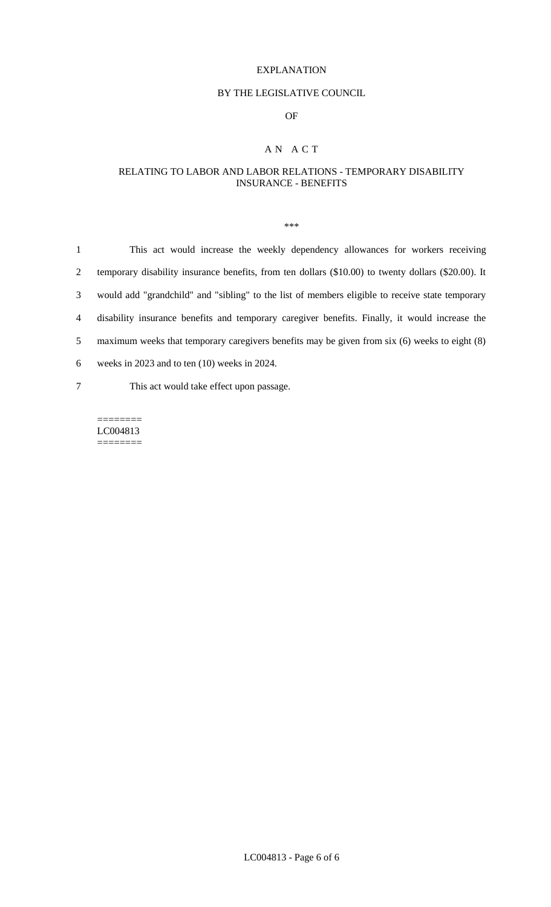EXPLANATION

BY THE LEGISLATIVE COUNCIL

OF

# A N A C T

RELATING TO LABOR AND LABOR RELATIONS - TEMPORARY DISABILITY INSURANCE - BENEFITS

\*\*\*

This act would increase the weekly dependency allowances for workers receiving temporary disability insurance benefits, from ten dollars ($10.00) to twenty dollars ($20.00). It would add "grandchild" and "sibling" to the list of members eligible to receive state temporary disability insurance benefits and temporary caregiver benefits. Finally, it would increase the maximum weeks that temporary caregivers benefits may be given from six (6) weeks to eight (8) weeks in 2023 and to ten (10) weeks in 2024.

This act would take effect upon passage.

========
LC004813
========